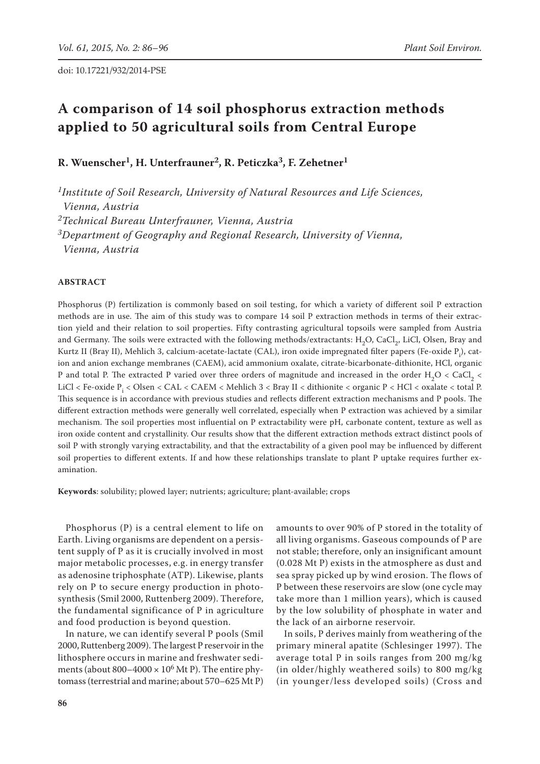doi: 10.17221/932/2014-PSE

# A comparison of 14 soil phosphorus extraction methods applied to 50 agricultural soils from Central Europe

**R. Wuenscher[1], H. Unterfrauner[2], R. Peticzka[3], F. Zehetner[1]**

*[1]Institute of Soil Research, University of Natural Resources and Life Sciences, Vienna, Austria*
*[2]Technical Bureau Unterfrauner, Vienna, Austria*
*[3]Department of Geography and Regional Research, University of Vienna, Vienna, Austria*

## ABSTRACT

Phosphorus (P) fertilization is commonly based on soil testing, for which a variety of different soil P extraction methods are in use. The aim of this study was to compare 14 soil P extraction methods in terms of their extraction yield and their relation to soil properties. Fifty contrasting agricultural topsoils were sampled from Austria and Germany. The soils were extracted with the following methods/extractants: $H_2O$, $CaCl_2$, LiCl, Olsen, Bray and Kurtz II (Bray II), Mehlich 3, calcium-acetate-lactate (CAL), iron oxide impregnated filter papers (Fe-oxide $P_i$), cation and anion exchange membranes (CAEM), acid ammonium oxalate, citrate-bicarbonate-dithionite, HCl, organic P and total P. The extracted P varied over three orders of magnitude and increased in the order $H_2O$ < $CaCl_2$ < LiCl < Fe-oxide $P_i$ < Olsen < CAL < CAEM < Mehlich 3 < Bray II < dithionite < organic P < HCl < oxalate < total P. This sequence is in accordance with previous studies and reflects different extraction mechanisms and P pools. The different extraction methods were generally well correlated, especially when P extraction was achieved by a similar mechanism. The soil properties most influential on P extractability were pH, carbonate content, texture as well as iron oxide content and crystallinity. Our results show that the different extraction methods extract distinct pools of soil P with strongly varying extractability, and that the extractability of a given pool may be influenced by different soil properties to different extents. If and how these relationships translate to plant P uptake requires further examination.

**Keywords**: solubility; plowed layer; nutrients; agriculture; plant-available; crops

Phosphorus (P) is a central element to life on Earth. Living organisms are dependent on a persistent supply of P as it is crucially involved in most major metabolic processes, e.g. in energy transfer as adenosine triphosphate (ATP). Likewise, plants rely on P to secure energy production in photosynthesis (Smil 2000, Ruttenberg 2009). Therefore, the fundamental significance of P in agriculture and food production is beyond question.

In nature, we can identify several P pools (Smil 2000, Ruttenberg 2009). The largest P reservoir in the lithosphere occurs in marine and freshwater sediments (about $800–4000 \times 10^6$ Mt P). The entire phytomass (terrestrial and marine; about 570–625 Mt P) amounts to over 90% of P stored in the totality of all living organisms. Gaseous compounds of P are not stable; therefore, only an insignificant amount (0.028 Mt P) exists in the atmosphere as dust and sea spray picked up by wind erosion. The flows of P between these reservoirs are slow (one cycle may take more than 1 million years), which is caused by the low solubility of phosphate in water and the lack of an airborne reservoir.

In soils, P derives mainly from weathering of the primary mineral apatite (Schlesinger 1997). The average total P in soils ranges from 200 mg/kg (in older/highly weathered soils) to 800 mg/kg (in younger/less developed soils) (Cross and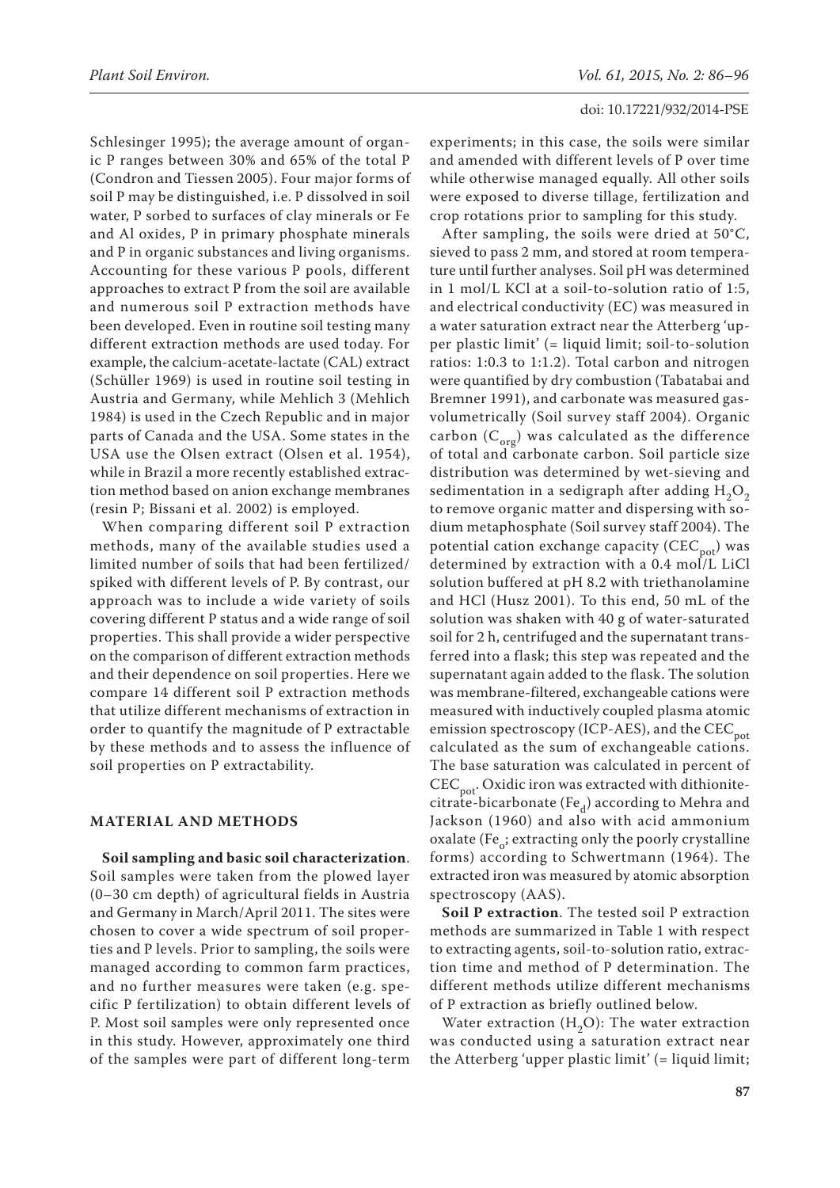Schlesinger 1995); the average amount of organic P ranges between 30% and 65% of the total P (Condron and Tiessen 2005). Four major forms of soil P may be distinguished, i.e. P dissolved in soil water, P sorbed to surfaces of clay minerals or Fe and Al oxides, P in primary phosphate minerals and P in organic substances and living organisms. Accounting for these various P pools, different approaches to extract P from the soil are available and numerous soil P extraction methods have been developed. Even in routine soil testing many different extraction methods are used today. For example, the calcium-acetate-lactate (CAL) extract (Schüller 1969) is used in routine soil testing in Austria and Germany, while Mehlich 3 (Mehlich 1984) is used in the Czech Republic and in major parts of Canada and the USA. Some states in the USA use the Olsen extract (Olsen et al. 1954), while in Brazil a more recently established extraction method based on anion exchange membranes (resin P; Bissani et al. 2002) is employed.

When comparing different soil P extraction methods, many of the available studies used a limited number of soils that had been fertilized/spiked with different levels of P. By contrast, our approach was to include a wide variety of soils covering different P status and a wide range of soil properties. This shall provide a wider perspective on the comparison of different extraction methods and their dependence on soil properties. Here we compare 14 different soil P extraction methods that utilize different mechanisms of extraction in order to quantify the magnitude of P extractable by these methods and to assess the influence of soil properties on P extractability.

## MATERIAL AND METHODS

**Soil sampling and basic soil characterization**. Soil samples were taken from the plowed layer (0–30 cm depth) of agricultural fields in Austria and Germany in March/April 2011. The sites were chosen to cover a wide spectrum of soil properties and P levels. Prior to sampling, the soils were managed according to common farm practices, and no further measures were taken (e.g. specific P fertilization) to obtain different levels of P. Most soil samples were only represented once in this study. However, approximately one third of the samples were part of different long-term experiments; in this case, the soils were similar and amended with different levels of P over time while otherwise managed equally. All other soils were exposed to diverse tillage, fertilization and crop rotations prior to sampling for this study.

After sampling, the soils were dried at 50°C, sieved to pass 2 mm, and stored at room temperature until further analyses. Soil pH was determined in 1 mol/L KCl at a soil-to-solution ratio of 1:5, and electrical conductivity (EC) was measured in a water saturation extract near the Atterberg 'upper plastic limit' (= liquid limit; soil-to-solution ratios: 1:0.3 to 1:1.2). Total carbon and nitrogen were quantified by dry combustion (Tabatabai and Bremner 1991), and carbonate was measured gas-volumetrically (Soil survey staff 2004). Organic carbon ($C_{org}$) was calculated as the difference of total and carbonate carbon. Soil particle size distribution was determined by wet-sieving and sedimentation in a sedigraph after adding $H_2O_2$ to remove organic matter and dispersing with sodium metaphosphate (Soil survey staff 2004). The potential cation exchange capacity ($CEC_{pot}$) was determined by extraction with a 0.4 mol/L LiCl solution buffered at pH 8.2 with triethanolamine and HCl (Husz 2001). To this end, 50 mL of the solution was shaken with 40 g of water-saturated soil for 2 h, centrifuged and the supernatant transferred into a flask; this step was repeated and the supernatant again added to the flask. The solution was membrane-filtered, exchangeable cations were measured with inductively coupled plasma atomic emission spectroscopy (ICP-AES), and the $CEC_{pot}$ calculated as the sum of exchangeable cations. The base saturation was calculated in percent of $CEC_{pot}$. Oxidic iron was extracted with dithionite-citrate-bicarbonate ($Fe_d$) according to Mehra and Jackson (1960) and also with acid ammonium oxalate ($Fe_o$; extracting only the poorly crystalline forms) according to Schwertmann (1964). The extracted iron was measured by atomic absorption spectroscopy (AAS).

**Soil P extraction**. The tested soil P extraction methods are summarized in Table 1 with respect to extracting agents, soil-to-solution ratio, extraction time and method of P determination. The different methods utilize different mechanisms of P extraction as briefly outlined below.

Water extraction ($H_2O$): The water extraction was conducted using a saturation extract near the Atterberg 'upper plastic limit' (= liquid limit;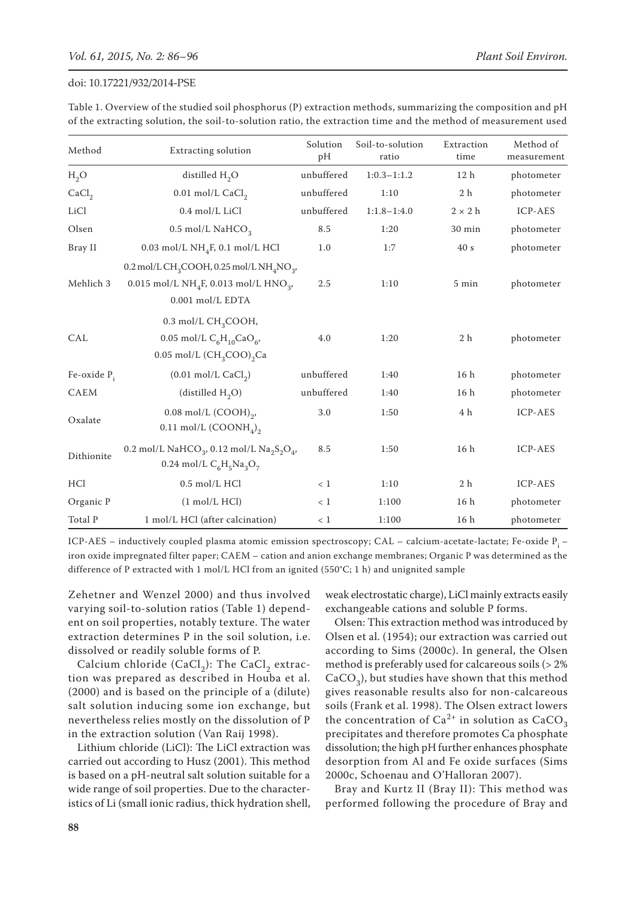Table 1. Overview of the studied soil phosphorus (P) extraction methods, summarizing the composition and pH of the extracting solution, the soil-to-solution ratio, the extraction time and the method of measurement used

| Method | Extracting solution | Solution pH | Soil-to-solution ratio | Extraction time | Method of measurement |
|---|---|---|---|---|---|
| $H_2O$ | distilled $H_2O$ | unbuffered | 1:0.3–1:1.2 | 12 h | photometer |
| $CaCl_2$ | 0.01 mol/L $CaCl_2$ | unbuffered | 1:10 | 2 h | photometer |
| LiCl | 0.4 mol/L LiCl | unbuffered | 1:1.8–1:4.0 | 2 × 2 h | ICP-AES |
| Olsen | 0.5 mol/L $NaHCO_3$ | 8.5 | 1:20 | 30 min | photometer |
| Bray II | 0.03 mol/L $NH_4F$, 0.1 mol/L HCl | 1.0 | 1:7 | 40 s | photometer |
| Mehlich 3 | 0.2 mol/L $CH_3COOH$, 0.25 mol/L $NH_4NO_3$, 0.015 mol/L $NH_4F$, 0.013 mol/L $HNO_3$, 0.001 mol/L EDTA | 2.5 | 1:10 | 5 min | photometer |
| CAL | 0.3 mol/L $CH_3COOH$, 0.05 mol/L $C_6H_{10}CaO_6$, 0.05 mol/L $(CH_3COO)_2Ca$ | 4.0 | 1:20 | 2 h | photometer |
| Fe-oxide $P_i$ | (0.01 mol/L $CaCl_2$) | unbuffered | 1:40 | 16 h | photometer |
| CAEM | (distilled $H_2O$) | unbuffered | 1:40 | 16 h | photometer |
| Oxalate | 0.08 mol/L $(COOH)_2$, 0.11 mol/L $(COONH_4)_2$ | 3.0 | 1:50 | 4 h | ICP-AES |
| Dithionite | 0.2 mol/L $NaHCO_3$, 0.12 mol/L $Na_2S_2O_4$, 0.24 mol/L $C_6H_5Na_3O_7$ | 8.5 | 1:50 | 16 h | ICP-AES |
| HCl | 0.5 mol/L HCl | < 1 | 1:10 | 2 h | ICP-AES |
| Organic P | (1 mol/L HCl) | < 1 | 1:100 | 16 h | photometer |
| Total P | 1 mol/L HCl (after calcination) | < 1 | 1:100 | 16 h | photometer |

ICP-AES – inductively coupled plasma atomic emission spectroscopy; CAL – calcium-acetate-lactate; Fe-oxide $P_i$ – iron oxide impregnated filter paper; CAEM – cation and anion exchange membranes; Organic P was determined as the difference of P extracted with 1 mol/L HCl from an ignited (550°C; 1 h) and unignited sample

Zehetner and Wenzel 2000) and thus involved varying soil-to-solution ratios (Table 1) dependent on soil properties, notably texture. The water extraction determines P in the soil solution, i.e. dissolved or readily soluble forms of P.

Calcium chloride ($CaCl_2$): The $CaCl_2$ extraction was prepared as described in Houba et al. (2000) and is based on the principle of a (dilute) salt solution inducing some ion exchange, but nevertheless relies mostly on the dissolution of P in the extraction solution (Van Raij 1998).

Lithium chloride (LiCl): The LiCl extraction was carried out according to Husz (2001). This method is based on a pH-neutral salt solution suitable for a wide range of soil properties. Due to the characteristics of Li (small ionic radius, thick hydration shell, weak electrostatic charge), LiCl mainly extracts easily exchangeable cations and soluble P forms.

Olsen: This extraction method was introduced by Olsen et al. (1954); our extraction was carried out according to Sims (2000c). In general, the Olsen method is preferably used for calcareous soils (> 2% $CaCO_3$), but studies have shown that this method gives reasonable results also for non-calcareous soils (Frank et al. 1998). The Olsen extract lowers the concentration of $Ca^{2+}$ in solution as $CaCO_3$ precipitates and therefore promotes Ca phosphate dissolution; the high pH further enhances phosphate desorption from Al and Fe oxide surfaces (Sims 2000c, Schoenau and O'Halloran 2007).

Bray and Kurtz II (Bray II): This method was performed following the procedure of Bray and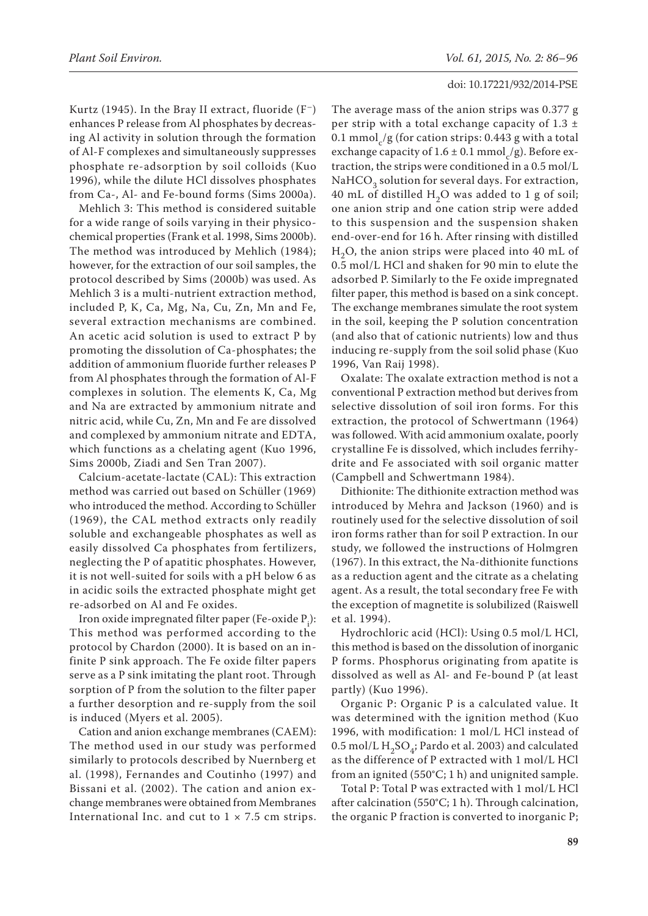Kurtz (1945). In the Bray II extract, fluoride ($F^-$) enhances P release from Al phosphates by decreasing Al activity in solution through the formation of Al-F complexes and simultaneously suppresses phosphate re-adsorption by soil colloids (Kuo 1996), while the dilute HCl dissolves phosphates from Ca-, Al- and Fe-bound forms (Sims 2000a).

Mehlich 3: This method is considered suitable for a wide range of soils varying in their physicochemical properties (Frank et al. 1998, Sims 2000b). The method was introduced by Mehlich (1984); however, for the extraction of our soil samples, the protocol described by Sims (2000b) was used. As Mehlich 3 is a multi-nutrient extraction method, included P, K, Ca, Mg, Na, Cu, Zn, Mn and Fe, several extraction mechanisms are combined. An acetic acid solution is used to extract P by promoting the dissolution of Ca-phosphates; the addition of ammonium fluoride further releases P from Al phosphates through the formation of Al-F complexes in solution. The elements K, Ca, Mg and Na are extracted by ammonium nitrate and nitric acid, while Cu, Zn, Mn and Fe are dissolved and complexed by ammonium nitrate and EDTA, which functions as a chelating agent (Kuo 1996, Sims 2000b, Ziadi and Sen Tran 2007).

Calcium-acetate-lactate (CAL): This extraction method was carried out based on Schüller (1969) who introduced the method. According to Schüller (1969), the CAL method extracts only readily soluble and exchangeable phosphates as well as easily dissolved Ca phosphates from fertilizers, neglecting the P of apatitic phosphates. However, it is not well-suited for soils with a pH below 6 as in acidic soils the extracted phosphate might get re-adsorbed on Al and Fe oxides.

Iron oxide impregnated filter paper (Fe-oxide $P_i$): This method was performed according to the protocol by Chardon (2000). It is based on an infinite P sink approach. The Fe oxide filter papers serve as a P sink imitating the plant root. Through sorption of P from the solution to the filter paper a further desorption and re-supply from the soil is induced (Myers et al. 2005).

Cation and anion exchange membranes (CAEM): The method used in our study was performed similarly to protocols described by Nuernberg et al. (1998), Fernandes and Coutinho (1997) and Bissani et al. (2002). The cation and anion exchange membranes were obtained from Membranes International Inc. and cut to 1 × 7.5 cm strips. The average mass of the anion strips was 0.377 g per strip with a total exchange capacity of 1.3 ± 0.1 $mmol_c/g$ (for cation strips: 0.443 g with a total exchange capacity of 1.6 ± 0.1 $mmol_c/g$). Before extraction, the strips were conditioned in a 0.5 mol/L $NaHCO_3$ solution for several days. For extraction, 40 mL of distilled $H_2O$ was added to 1 g of soil; one anion strip and one cation strip were added to this suspension and the suspension shaken end-over-end for 16 h. After rinsing with distilled $H_2O$, the anion strips were placed into 40 mL of 0.5 mol/L HCl and shaken for 90 min to elute the adsorbed P. Similarly to the Fe oxide impregnated filter paper, this method is based on a sink concept. The exchange membranes simulate the root system in the soil, keeping the P solution concentration (and also that of cationic nutrients) low and thus inducing re-supply from the soil solid phase (Kuo 1996, Van Raij 1998).

Oxalate: The oxalate extraction method is not a conventional P extraction method but derives from selective dissolution of soil iron forms. For this extraction, the protocol of Schwertmann (1964) was followed. With acid ammonium oxalate, poorly crystalline Fe is dissolved, which includes ferrihydrite and Fe associated with soil organic matter (Campbell and Schwertmann 1984).

Dithionite: The dithionite extraction method was introduced by Mehra and Jackson (1960) and is routinely used for the selective dissolution of soil iron forms rather than for soil P extraction. In our study, we followed the instructions of Holmgren (1967). In this extract, the Na-dithionite functions as a reduction agent and the citrate as a chelating agent. As a result, the total secondary free Fe with the exception of magnetite is solubilized (Raiswell et al. 1994).

Hydrochloric acid (HCl): Using 0.5 mol/L HCl, this method is based on the dissolution of inorganic P forms. Phosphorus originating from apatite is dissolved as well as Al- and Fe-bound P (at least partly) (Kuo 1996).

Organic P: Organic P is a calculated value. It was determined with the ignition method (Kuo 1996, with modification: 1 mol/L HCl instead of 0.5 mol/L $H_2SO_4$; Pardo et al. 2003) and calculated as the difference of P extracted with 1 mol/L HCl from an ignited (550°C; 1 h) and unignited sample.

Total P: Total P was extracted with 1 mol/L HCl after calcination (550°C; 1 h). Through calcination, the organic P fraction is converted to inorganic P;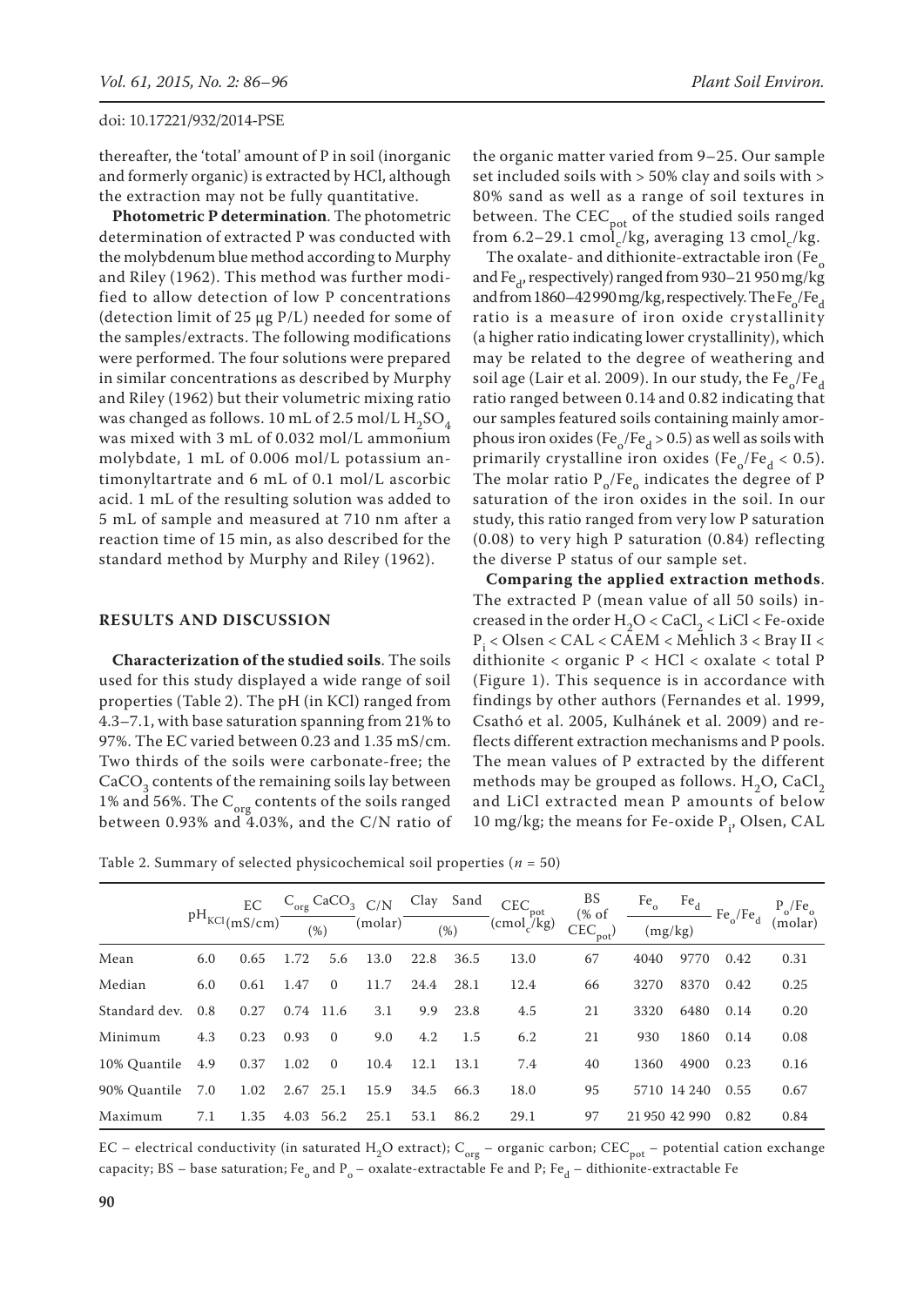thereafter, the 'total' amount of P in soil (inorganic and formerly organic) is extracted by HCl, although the extraction may not be fully quantitative.

**Photometric P determination**. The photometric determination of extracted P was conducted with the molybdenum blue method according to Murphy and Riley (1962). This method was further modified to allow detection of low P concentrations (detection limit of 25 µg P/L) needed for some of the samples/extracts. The following modifications were performed. The four solutions were prepared in similar concentrations as described by Murphy and Riley (1962) but their volumetric mixing ratio was changed as follows. 10 mL of 2.5 mol/L $H_2SO_4$ was mixed with 3 mL of 0.032 mol/L ammonium molybdate, 1 mL of 0.006 mol/L potassium antimonyltartrate and 6 mL of 0.1 mol/L ascorbic acid. 1 mL of the resulting solution was added to 5 mL of sample and measured at 710 nm after a reaction time of 15 min, as also described for the standard method by Murphy and Riley (1962).

## RESULTS AND DISCUSSION

**Characterization of the studied soils**. The soils used for this study displayed a wide range of soil properties (Table 2). The pH (in KCl) ranged from 4.3–7.1, with base saturation spanning from 21% to 97%. The EC varied between 0.23 and 1.35 mS/cm. Two thirds of the soils were carbonate-free; the $CaCO_3$ contents of the remaining soils lay between 1% and 56%. The $C_{org}$ contents of the soils ranged between 0.93% and 4.03%, and the C/N ratio of the organic matter varied from 9–25. Our sample set included soils with > 50% clay and soils with > 80% sand as well as a range of soil textures in between. The $CEC_{pot}$ of the studied soils ranged from 6.2–29.1 $cmol_c$/kg, averaging 13 $cmol_c$/kg.

The oxalate- and dithionite-extractable iron ($Fe_o$ and $Fe_d$, respectively) ranged from 930–21 950 mg/kg and from 1860–42 990 mg/kg, respectively. The $Fe_o/Fe_d$ ratio is a measure of iron oxide crystallinity (a higher ratio indicating lower crystallinity), which may be related to the degree of weathering and soil age (Lair et al. 2009). In our study, the $Fe_o/Fe_d$ ratio ranged between 0.14 and 0.82 indicating that our samples featured soils containing mainly amorphous iron oxides ($Fe_o/Fe_d > 0.5$) as well as soils with primarily crystalline iron oxides ($Fe_o/Fe_d < 0.5$). The molar ratio $P_o/Fe_o$ indicates the degree of P saturation of the iron oxides in the soil. In our study, this ratio ranged from very low P saturation (0.08) to very high P saturation (0.84) reflecting the diverse P status of our sample set.

**Comparing the applied extraction methods**. The extracted P (mean value of all 50 soils) increased in the order $H_2O$ < $CaCl_2$ < LiCl < Fe-oxide $P_i$ < Olsen < CAL < CAEM < Mehlich 3 < Bray II < dithionite < organic P < HCl < oxalate < total P (Figure 1). This sequence is in accordance with findings by other authors (Fernandes et al. 1999, Csathó et al. 2005, Kulhánek et al. 2009) and reflects different extraction mechanisms and P pools. The mean values of P extracted by the different methods may be grouped as follows. $H_2O$, $CaCl_2$ and LiCl extracted mean P amounts of below 10 mg/kg; the means for Fe-oxide $P_i$, Olsen, CAL

Table 2. Summary of selected physicochemical soil properties ($n$ = 50)

| | $pH_{KCl}$ | EC (mS/cm) | $C_{org}$ (%) | $CaCO_3$ (%) | C/N (molar) | Clay (%) | Sand (%) | $CEC_{pot}$ ($cmol_c$/kg) | BS (% of $CEC_{pot}$) | $Fe_o$ (mg/kg) | $Fe_d$ (mg/kg) | $Fe_o/Fe_d$ | $P_o/Fe_o$ (molar) |
|---|---|---|---|---|---|---|---|---|---|---|---|---|---|
| Mean | 6.0 | 0.65 | 1.72 | 5.6 | 13.0 | 22.8 | 36.5 | 13.0 | 67 | 4040 | 9770 | 0.42 | 0.31 |
| Median | 6.0 | 0.61 | 1.47 | 0 | 11.7 | 24.4 | 28.1 | 12.4 | 66 | 3270 | 8370 | 0.42 | 0.25 |
| Standard dev. | 0.8 | 0.27 | 0.74 | 11.6 | 3.1 | 9.9 | 23.8 | 4.5 | 21 | 3320 | 6480 | 0.14 | 0.20 |
| Minimum | 4.3 | 0.23 | 0.93 | 0 | 9.0 | 4.2 | 1.5 | 6.2 | 21 | 930 | 1860 | 0.14 | 0.08 |
| 10% Quantile | 4.9 | 0.37 | 1.02 | 0 | 10.4 | 12.1 | 13.1 | 7.4 | 40 | 1360 | 4900 | 0.23 | 0.16 |
| 90% Quantile | 7.0 | 1.02 | 2.67 | 25.1 | 15.9 | 34.5 | 66.3 | 18.0 | 95 | 5710 | 14 240 | 0.55 | 0.67 |
| Maximum | 7.1 | 1.35 | 4.03 | 56.2 | 25.1 | 53.1 | 86.2 | 29.1 | 97 | 21 950 | 42 990 | 0.82 | 0.84 |

EC – electrical conductivity (in saturated $H_2O$ extract); $C_{org}$ – organic carbon; $CEC_{pot}$ – potential cation exchange capacity; BS – base saturation; $Fe_o$ and $P_o$ – oxalate-extractable Fe and P; $Fe_d$ – dithionite-extractable Fe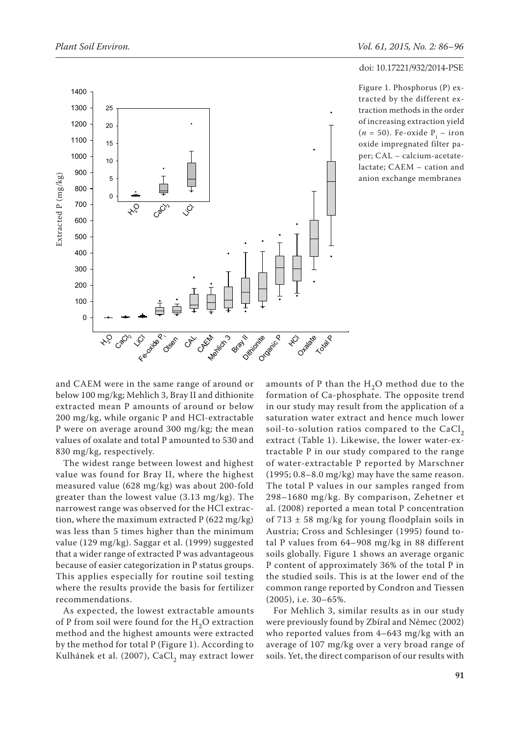Figure 1. Phosphorus (P) extracted by the different extraction methods in the order of increasing extraction yield ($n$ = 50). Fe-oxide $P_i$ – iron oxide impregnated filter paper; CAL – calcium-acetate-lactate; CAEM – cation and anion exchange membranes

and CAEM were in the same range of around or below 100 mg/kg; Mehlich 3, Bray II and dithionite extracted mean P amounts of around or below 200 mg/kg, while organic P and HCl-extractable P were on average around 300 mg/kg; the mean values of oxalate and total P amounted to 530 and 830 mg/kg, respectively.

The widest range between lowest and highest value was found for Bray II, where the highest measured value (628 mg/kg) was about 200-fold greater than the lowest value (3.13 mg/kg). The narrowest range was observed for the HCl extraction, where the maximum extracted P (622 mg/kg) was less than 5 times higher than the minimum value (129 mg/kg). Saggar et al. (1999) suggested that a wider range of extracted P was advantageous because of easier categorization in P status groups. This applies especially for routine soil testing where the results provide the basis for fertilizer recommendations.

As expected, the lowest extractable amounts of P from soil were found for the $H_2O$ extraction method and the highest amounts were extracted by the method for total P (Figure 1). According to Kulhánek et al. (2007), $CaCl_2$ may extract lower amounts of P than the $H_2O$ method due to the formation of Ca-phosphate. The opposite trend in our study may result from the application of a saturation water extract and hence much lower soil-to-solution ratios compared to the $CaCl_2$ extract (Table 1). Likewise, the lower water-extractable P in our study compared to the range of water-extractable P reported by Marschner (1995; 0.8–8.0 mg/kg) may have the same reason. The total P values in our samples ranged from 298–1680 mg/kg. By comparison, Zehetner et al. (2008) reported a mean total P concentration of 713 ± 58 mg/kg for young floodplain soils in Austria; Cross and Schlesinger (1995) found total P values from 64–908 mg/kg in 88 different soils globally. Figure 1 shows an average organic P content of approximately 36% of the total P in the studied soils. This is at the lower end of the common range reported by Condron and Tiessen (2005), i.e. 30–65%.

For Mehlich 3, similar results as in our study were previously found by Zbíral and Němec (2002) who reported values from 4–643 mg/kg with an average of 107 mg/kg over a very broad range of soils. Yet, the direct comparison of our results with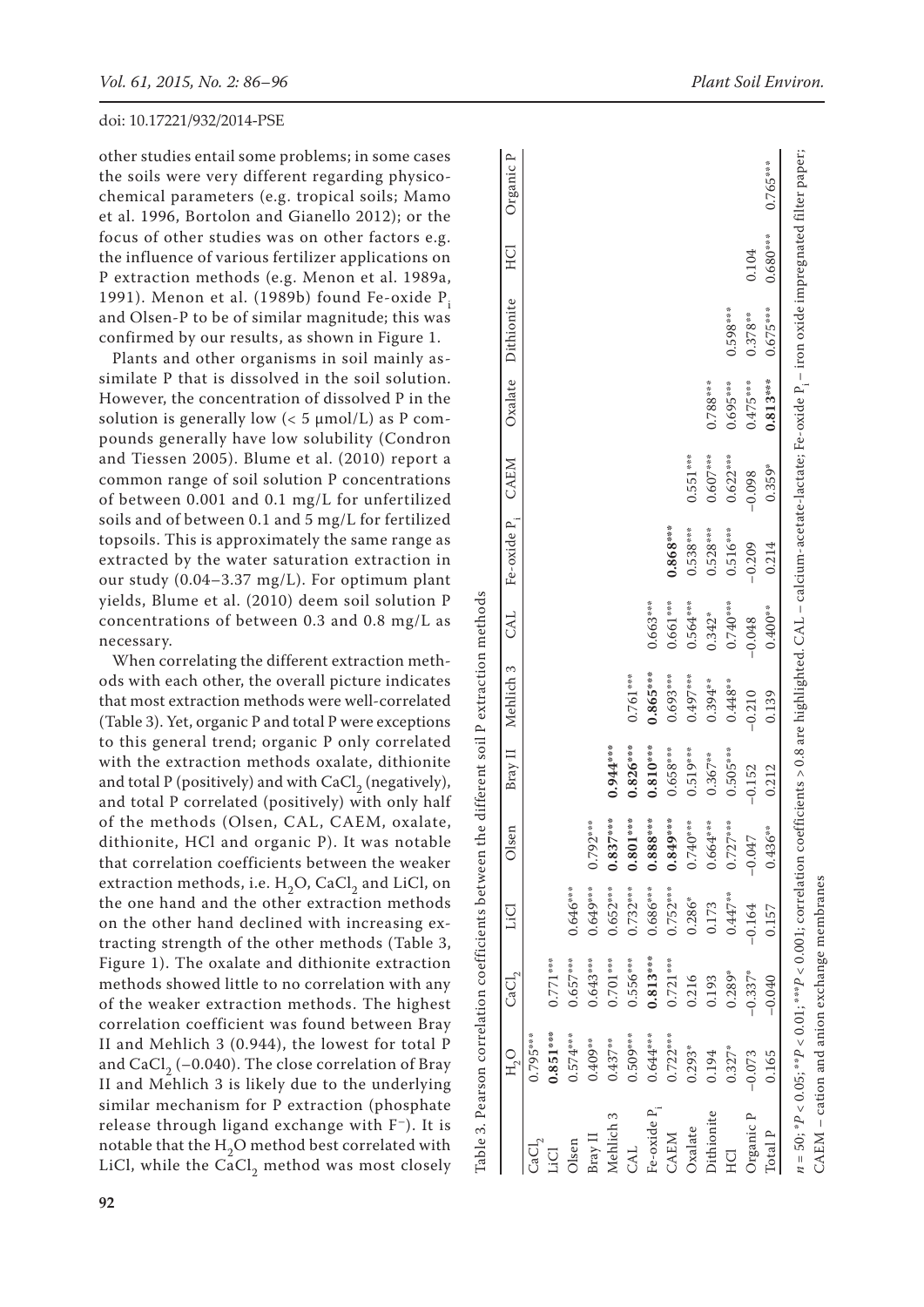other studies entail some problems; in some cases the soils were very different regarding physico-chemical parameters (e.g. tropical soils; Mamo et al. 1996, Bortolon and Gianello 2012); or the focus of other studies was on other factors e.g. the influence of various fertilizer applications on P extraction methods (e.g. Menon et al. 1989a, 1991). Menon et al. (1989b) found Fe-oxide $P_i$ and Olsen-P to be of similar magnitude; this was confirmed by our results, as shown in Figure 1.

Plants and other organisms in soil mainly assimilate P that is dissolved in the soil solution. However, the concentration of dissolved P in the solution is generally low (< 5 µmol/L) as P compounds generally have low solubility (Condron and Tiessen 2005). Blume et al. (2010) report a common range of soil solution P concentrations of between 0.001 and 0.1 mg/L for unfertilized soils and of between 0.1 and 5 mg/L for fertilized topsoils. This is approximately the same range as extracted by the water saturation extraction in our study (0.04–3.37 mg/L). For optimum plant yields, Blume et al. (2010) deem soil solution P concentrations of between 0.3 and 0.8 mg/L as necessary.

When correlating the different extraction methods with each other, the overall picture indicates that most extraction methods were well-correlated (Table 3). Yet, organic P and total P were exceptions to this general trend; organic P only correlated with the extraction methods oxalate, dithionite and total P (positively) and with $CaCl_2$ (negatively), and total P correlated (positively) with only half of the methods (Olsen, CAL, CAEM, oxalate, dithionite, HCl and organic P). It was notable that correlation coefficients between the weaker extraction methods, i.e. $H_2O$, $CaCl_2$ and LiCl, on the one hand and the other extraction methods on the other hand declined with increasing extracting strength of the other methods (Table 3, Figure 1). The oxalate and dithionite extraction methods showed little to no correlation with any of the weaker extraction methods. The highest correlation coefficient was found between Bray II and Mehlich 3 (0.944), the lowest for total P and $CaCl_2$ (–0.040). The close correlation of Bray II and Mehlich 3 is likely due to the underlying similar mechanism for P extraction (phosphate release through ligand exchange with $F^-$). It is notable that the $H_2O$ method best correlated with LiCl, while the $CaCl_2$ method was most closely

Table 3. Pearson correlation coefficients between the different soil P extraction methods

| | $H_2O$ | $CaCl_2$ | LiCl | Olsen | Bray II | Mehlich 3 | CAL | Fe-oxide $P_i$ | CAEM | Oxalate | Dithionite | HCl | Organic P |
|---|---|---|---|---|---|---|---|---|---|---|---|---|---|
| $CaCl_2$ | 0.795*** | | | | | | | | | | | | |
| LiCl | **0.851*** ** | 0.771*** | | | | | | | | | | | |
| Olsen | 0.574*** | 0.657*** | 0.646*** | | | | | | | | | | |
| Bray II | 0.409** | 0.643*** | 0.649*** | 0.792*** | | | | | | | | | |
| Mehlich 3 | 0.437** | 0.701*** | 0.652*** | **0.837*** ** | **0.944*** ** | | | | | | | | |
| CAL | 0.509*** | 0.556*** | 0.732*** | **0.801*** ** | **0.826*** ** | 0.761*** | | | | | | | |
| Fe-oxide $P_i$ | 0.644*** | **0.813*** ** | 0.686*** | **0.888*** ** | **0.810*** ** | **0.865*** ** | 0.663*** | | | | | | |
| CAEM | 0.722*** | 0.721*** | 0.752*** | **0.849*** ** | 0.658*** | 0.693*** | 0.661*** | **0.868*** ** | | | | | |
| Oxalate | 0.293* | 0.216 | 0.286* | 0.740*** | 0.519*** | 0.497*** | 0.564*** | 0.538*** | 0.551*** | | | | |
| Dithionite | 0.194 | 0.193 | 0.173 | 0.664*** | 0.367** | 0.394** | 0.342* | 0.528*** | 0.607*** | 0.788*** | | | |
| HCl | 0.327* | 0.289* | 0.447** | 0.727*** | 0.505*** | 0.448** | 0.740*** | 0.516*** | 0.622*** | 0.695*** | 0.598*** | | |
| Organic P | –0.073 | –0.337* | –0.164 | –0.047 | –0.152 | –0.210 | –0.048 | –0.209 | –0.098 | 0.475*** | 0.378** | 0.104 | |
| Total P | 0.165 | –0.040 | 0.157 | 0.436** | 0.212 | 0.139 | 0.400** | 0.214 | 0.359* | **0.813*** ** | 0.675*** | 0.680*** | 0.765*** |

$n = 50$; *$P < 0.05$; **$P < 0.01$; ***$P < 0.001$; correlation coefficients > 0.8 are highlighted. CAL – calcium-acetate-lactate; Fe-oxide $P_i$ – iron oxide impregnated filter paper; CAEM – cation and anion exchange membranes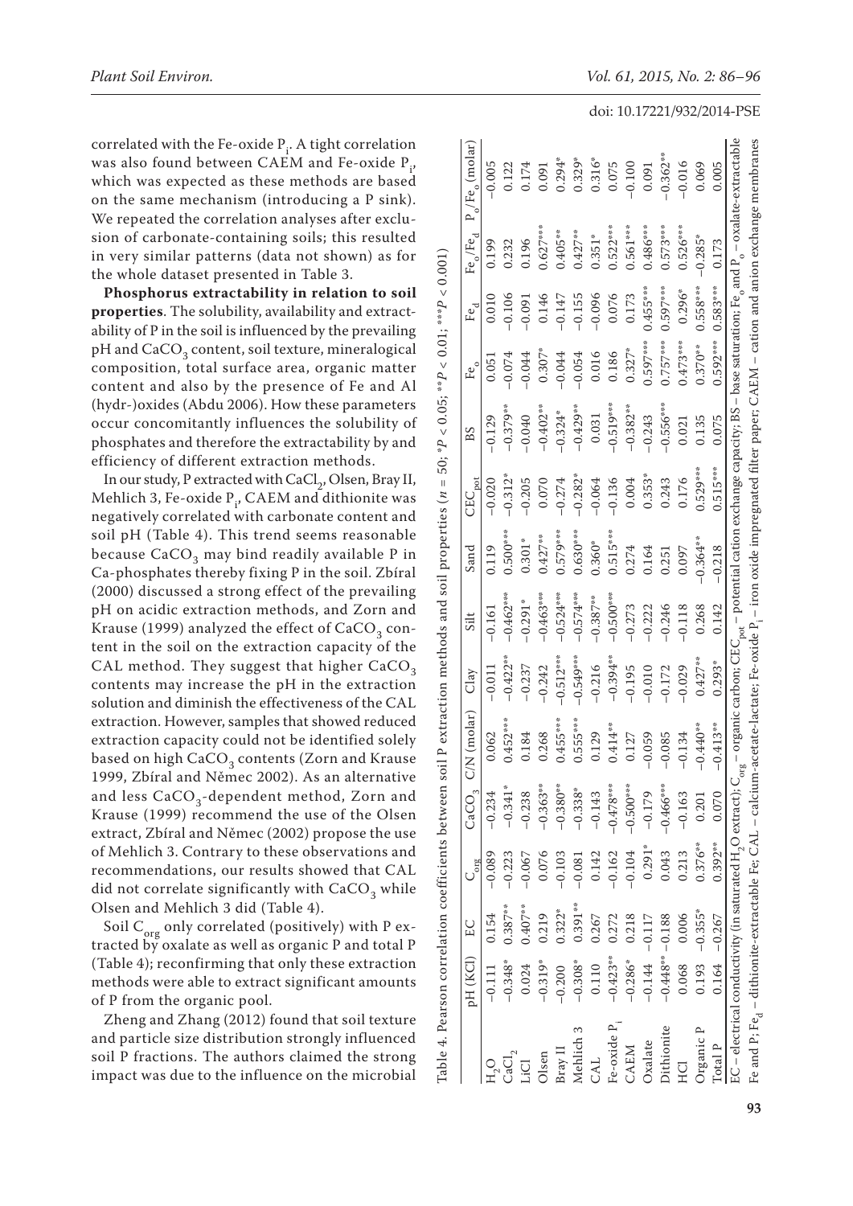correlated with the Fe-oxide $P_i$. A tight correlation was also found between CAEM and Fe-oxide $P_i$, which was expected as these methods are based on the same mechanism (introducing a P sink). We repeated the correlation analyses after exclusion of carbonate-containing soils; this resulted in very similar patterns (data not shown) as for the whole dataset presented in Table 3.

**Phosphorus extractability in relation to soil properties**. The solubility, availability and extractability of P in the soil is influenced by the prevailing pH and $CaCO_3$ content, soil texture, mineralogical composition, total surface area, organic matter content and also by the presence of Fe and Al (hydr-)oxides (Abdu 2006). How these parameters occur concomitantly influences the solubility of phosphates and therefore the extractability by and efficiency of different extraction methods.

In our study, P extracted with $CaCl_2$, Olsen, Bray II, Mehlich 3, Fe-oxide $P_i$, CAEM and dithionite was negatively correlated with carbonate content and soil pH (Table 4). This trend seems reasonable because $CaCO_3$ may bind readily available P in Ca-phosphates thereby fixing P in the soil. Zbíral (2000) discussed a strong effect of the prevailing pH on acidic extraction methods, and Zorn and Krause (1999) analyzed the effect of $CaCO_3$ content in the soil on the extraction capacity of the CAL method. They suggest that higher $CaCO_3$ contents may increase the pH in the extraction solution and diminish the effectiveness of the CAL extraction. However, samples that showed reduced extraction capacity could not be identified solely based on high $CaCO_3$ contents (Zorn and Krause 1999, Zbíral and Němec 2002). As an alternative and less $CaCO_3$-dependent method, Zorn and Krause (1999) recommend the use of the Olsen extract, Zbíral and Němec (2002) propose the use of Mehlich 3. Contrary to these observations and recommendations, our results showed that CAL did not correlate significantly with $CaCO_3$ while Olsen and Mehlich 3 did (Table 4).

Soil $C_{org}$ only correlated (positively) with P extracted by oxalate as well as organic P and total P (Table 4); reconfirming that only these extraction methods were able to extract significant amounts of P from the organic pool.

Zheng and Zhang (2012) found that soil texture and particle size distribution strongly influenced soil P fractions. The authors claimed the strong impact was due to the influence on the microbial

Table 4. Pearson correlation coefficients between soil P extraction methods and soil properties ($n$ = 50; *$P$ < 0.05; **$P$ < 0.01; ***$P$ < 0.001)

| | pH (KCl) | EC | $C_{org}$ | $CaCO_3$ | C/N (molar) | Clay | Silt | Sand | $CEC_{pot}$ | BS | $Fe_o$ | $Fe_d$ | $Fe_o/Fe_d$ | $P_o/Fe_o$ (molar) |
|---|---|---|---|---|---|---|---|---|---|---|---|---|---|---|
| $H_2O$ | –0.111 | 0.154 | –0.089 | –0.234 | 0.062 | –0.011 | –0.161 | 0.119 | –0.020 | –0.129 | 0.051 | 0.010 | 0.199 | –0.005 |
| $CaCl_2$ | –0.348* | 0.387** | –0.223 | –0.341* | 0.452*** | –0.422** | –0.462*** | 0.500*** | –0.312* | –0.379** | –0.074 | –0.106 | 0.232 | 0.122 |
| LiCl | 0.024 | 0.407** | –0.067 | –0.238 | 0.184 | –0.237 | –0.291* | 0.301* | –0.205 | –0.040 | –0.044 | –0.091 | 0.196 | 0.174 |
| Olsen | –0.319* | 0.219 | 0.076 | –0.363** | 0.268 | –0.242 | –0.463*** | 0.427** | 0.070 | –0.402** | 0.307* | 0.146 | 0.627*** | 0.091 |
| Bray II | –0.200 | 0.322* | –0.103 | –0.380** | 0.455*** | –0.512*** | –0.524*** | 0.579*** | –0.274 | –0.324* | –0.044 | –0.147 | 0.405** | 0.294* |
| Mehlich 3 | –0.308* | 0.391** | –0.081 | –0.338* | 0.555*** | –0.549*** | –0.574*** | 0.630*** | –0.282* | –0.429** | –0.054 | –0.155 | 0.427** | 0.329* |
| CAL | 0.110 | 0.267 | 0.142 | –0.143 | 0.129 | –0.216 | –0.387** | 0.360* | –0.064 | 0.031 | 0.016 | –0.096 | 0.351* | 0.316* |
| Fe-oxide $P_i$ | –0.423** | 0.272 | –0.162 | –0.478*** | 0.414** | –0.394** | –0.500*** | 0.515*** | –0.136 | –0.519*** | 0.186 | 0.076 | 0.522*** | 0.075 |
| CAEM | –0.286* | 0.218 | –0.104 | –0.500*** | 0.127 | –0.195 | –0.273 | 0.274 | 0.004 | –0.382** | 0.327* | 0.173 | 0.561*** | –0.100 |
| Oxalate | –0.144 | –0.117 | 0.291* | –0.179 | –0.059 | –0.010 | –0.222 | 0.164 | 0.353* | –0.243 | 0.597*** | 0.455*** | 0.486*** | 0.091 |
| Dithionite | –0.448** | –0.188 | 0.043 | –0.466*** | –0.085 | –0.172 | –0.246 | 0.251 | 0.243 | –0.556*** | 0.757*** | 0.597*** | 0.573*** | –0.362** |
| HCl | 0.068 | 0.006 | 0.213 | –0.163 | –0.134 | –0.029 | –0.118 | 0.097 | 0.176 | 0.021 | 0.473*** | 0.296* | 0.526*** | –0.016 |
| Organic P | 0.193 | –0.355* | 0.376** | 0.201 | –0.440** | 0.427** | 0.268 | –0.364** | 0.529*** | 0.135 | 0.370** | 0.558*** | –0.285* | 0.069 |
| Total P | 0.164 | –0.267 | 0.392** | 0.070 | –0.413** | 0.293* | 0.142 | –0.218 | 0.515*** | 0.075 | 0.592*** | 0.583*** | 0.173 | 0.005 |

EC – electrical conductivity (in saturated $H_2O$ extract); $C_{org}$ – organic carbon; $CEC_{pot}$ – potential cation exchange capacity; BS – base saturation; $Fe_o$ and $P_o$ – oxalate-extractable Fe and P; $Fe_d$ – dithionite-extractable Fe; CAL – calcium-acetate-lactate; Fe-oxide $P_i$ – iron oxide impregnated filter paper; CAEM – cation and anion exchange membranes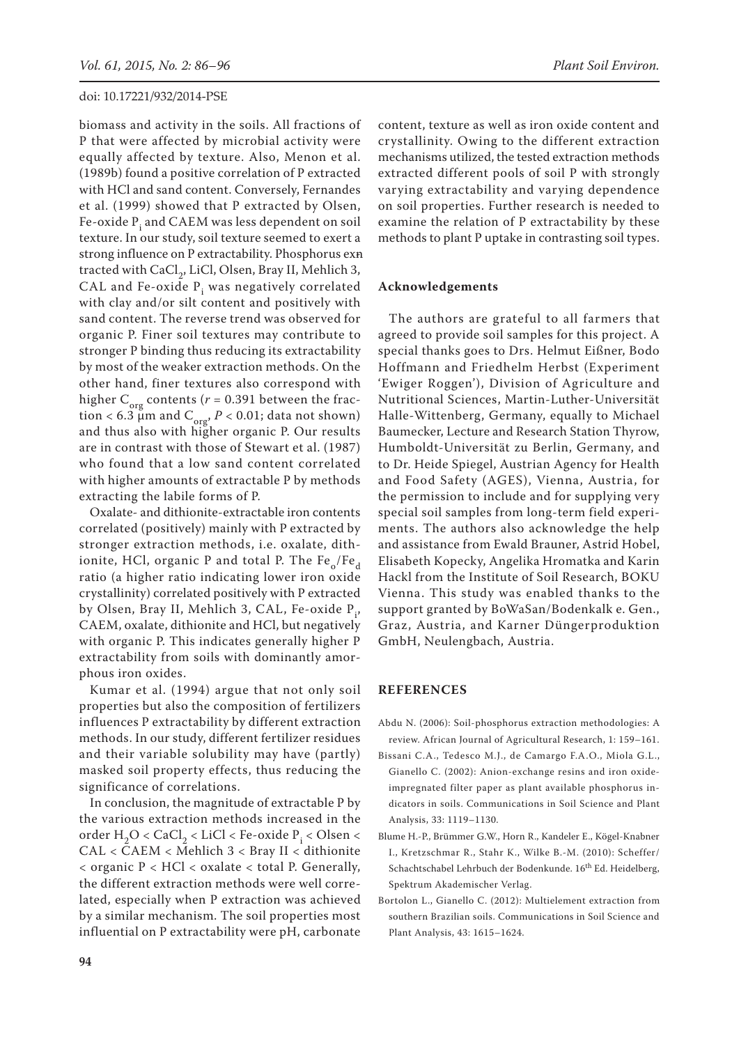biomass and activity in the soils. All fractions of P that were affected by microbial activity were equally affected by texture. Also, Menon et al. (1989b) found a positive correlation of P extracted with HCl and sand content. Conversely, Fernandes et al. (1999) showed that P extracted by Olsen, Fe-oxide $P_i$ and CAEM was less dependent on soil texture. In our study, soil texture seemed to exert a strong influence on P extractability. Phosphorus extracted with $CaCl_2$, LiCl, Olsen, Bray II, Mehlich 3, CAL and Fe-oxide $P_i$ was negatively correlated with clay and/or silt content and positively with sand content. The reverse trend was observed for organic P. Finer soil textures may contribute to stronger P binding thus reducing its extractability by most of the weaker extraction methods. On the other hand, finer textures also correspond with higher $C_{org}$ contents ($r = 0.391$ between the fraction < 6.3 µm and $C_{org}$, $P < 0.01$; data not shown) and thus also with higher organic P. Our results are in contrast with those of Stewart et al. (1987) who found that a low sand content correlated with higher amounts of extractable P by methods extracting the labile forms of P.

Oxalate- and dithionite-extractable iron contents correlated (positively) mainly with P extracted by stronger extraction methods, i.e. oxalate, dithionite, HCl, organic P and total P. The $Fe_o/Fe_d$ ratio (a higher ratio indicating lower iron oxide crystallinity) correlated positively with P extracted by Olsen, Bray II, Mehlich 3, CAL, Fe-oxide $P_i$, CAEM, oxalate, dithionite and HCl, but negatively with organic P. This indicates generally higher P extractability from soils with dominantly amorphous iron oxides.

Kumar et al. (1994) argue that not only soil properties but also the composition of fertilizers influences P extractability by different extraction methods. In our study, different fertilizer residues and their variable solubility may have (partly) masked soil property effects, thus reducing the significance of correlations.

In conclusion, the magnitude of extractable P by the various extraction methods increased in the order $H_2O$ < $CaCl_2$ < LiCl < Fe-oxide $P_i$ < Olsen < CAL < CAEM < Mehlich 3 < Bray II < dithionite < organic P < HCl < oxalate < total P. Generally, the different extraction methods were well correlated, especially when P extraction was achieved by a similar mechanism. The soil properties most influential on P extractability were pH, carbonate content, texture as well as iron oxide content and crystallinity. Owing to the different extraction mechanisms utilized, the tested extraction methods extracted different pools of soil P with strongly varying extractability and varying dependence on soil properties. Further research is needed to examine the relation of P extractability by these methods to plant P uptake in contrasting soil types.

### Acknowledgements

The authors are grateful to all farmers that agreed to provide soil samples for this project. A special thanks goes to Drs. Helmut Eißner, Bodo Hoffmann and Friedhelm Herbst (Experiment 'Ewiger Roggen'), Division of Agriculture and Nutritional Sciences, Martin-Luther-Universität Halle-Wittenberg, Germany, equally to Michael Baumecker, Lecture and Research Station Thyrow, Humboldt-Universität zu Berlin, Germany, and to Dr. Heide Spiegel, Austrian Agency for Health and Food Safety (AGES), Vienna, Austria, for the permission to include and for supplying very special soil samples from long-term field experiments. The authors also acknowledge the help and assistance from Ewald Brauner, Astrid Hobel, Elisabeth Kopecky, Angelika Hromatka and Karin Hackl from the Institute of Soil Research, BOKU Vienna. This study was enabled thanks to the support granted by BoWaSan/Bodenkalk e. Gen., Graz, Austria, and Karner Düngerproduktion GmbH, Neulengbach, Austria.

### REFERENCES

Abdu N. (2006): Soil-phosphorus extraction methodologies: A review. African Journal of Agricultural Research, 1: 159–161.

Bissani C.A., Tedesco M.J., de Camargo F.A.O., Miola G.L., Gianello C. (2002): Anion-exchange resins and iron oxide-impregnated filter paper as plant available phosphorus indicators in soils. Communications in Soil Science and Plant Analysis, 33: 1119–1130.

Blume H.-P., Brümmer G.W., Horn R., Kandeler E., Kögel-Knabner I., Kretzschmar R., Stahr K., Wilke B.-M. (2010): Scheffer/Schachtschabel Lehrbuch der Bodenkunde. 16th Ed. Heidelberg, Spektrum Akademischer Verlag.

Bortolon L., Gianello C. (2012): Multielement extraction from southern Brazilian soils. Communications in Soil Science and Plant Analysis, 43: 1615–1624.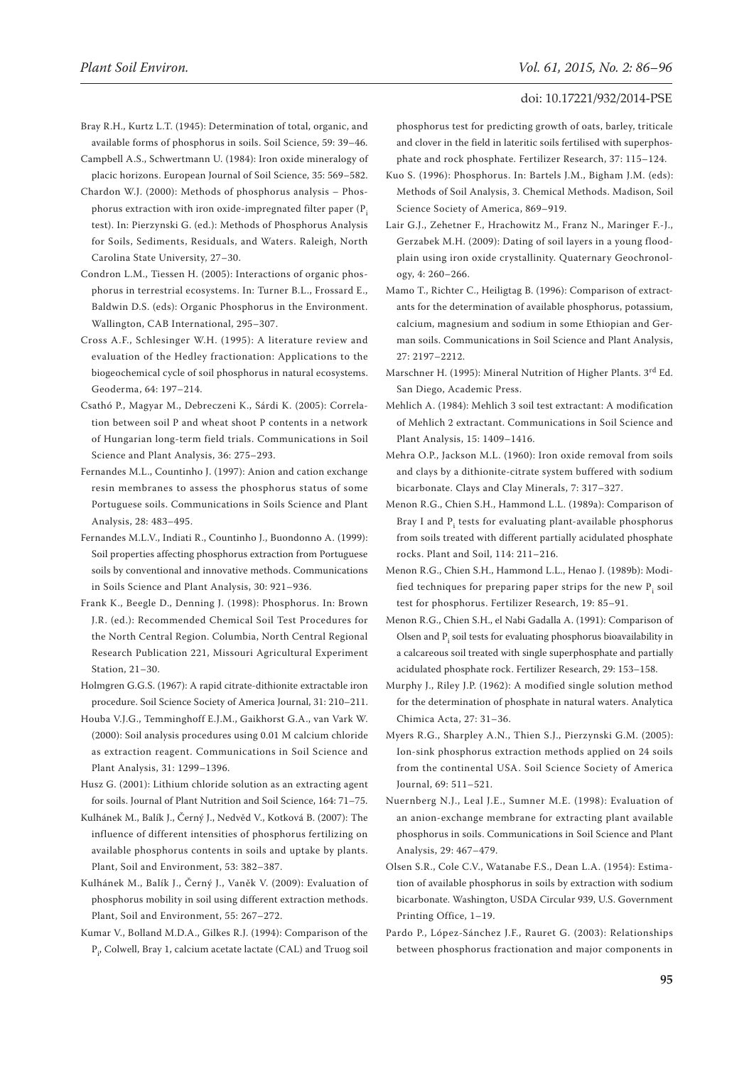Bray R.H., Kurtz L.T. (1945): Determination of total, organic, and available forms of phosphorus in soils. Soil Science, 59: 39–46.

Campbell A.S., Schwertmann U. (1984): Iron oxide mineralogy of placic horizons. European Journal of Soil Science, 35: 569–582.

Chardon W.J. (2000): Methods of phosphorus analysis – Phosphorus extraction with iron oxide-impregnated filter paper ($P_i$ test). In: Pierzynski G. (ed.): Methods of Phosphorus Analysis for Soils, Sediments, Residuals, and Waters. Raleigh, North Carolina State University, 27–30.

Condron L.M., Tiessen H. (2005): Interactions of organic phosphorus in terrestrial ecosystems. In: Turner B.L., Frossard E., Baldwin D.S. (eds): Organic Phosphorus in the Environment. Wallington, CAB International, 295–307.

Cross A.F., Schlesinger W.H. (1995): A literature review and evaluation of the Hedley fractionation: Applications to the biogeochemical cycle of soil phosphorus in natural ecosystems. Geoderma, 64: 197–214.

Csathó P., Magyar M., Debreczeni K., Sárdi K. (2005): Correlation between soil P and wheat shoot P contents in a network of Hungarian long-term field trials. Communications in Soil Science and Plant Analysis, 36: 275–293.

Fernandes M.L., Countinho J. (1997): Anion and cation exchange resin membranes to assess the phosphorus status of some Portuguese soils. Communications in Soils Science and Plant Analysis, 28: 483–495.

Fernandes M.L.V., Indiati R., Countinho J., Buondonno A. (1999): Soil properties affecting phosphorus extraction from Portuguese soils by conventional and innovative methods. Communications in Soils Science and Plant Analysis, 30: 921–936.

Frank K., Beegle D., Denning J. (1998): Phosphorus. In: Brown J.R. (ed.): Recommended Chemical Soil Test Procedures for the North Central Region. Columbia, North Central Regional Research Publication 221, Missouri Agricultural Experiment Station, 21–30.

Holmgren G.G.S. (1967): A rapid citrate-dithionite extractable iron procedure. Soil Science Society of America Journal, 31: 210–211.

Houba V.J.G., Temminghoff E.J.M., Gaikhorst G.A., van Vark W. (2000): Soil analysis procedures using 0.01 M calcium chloride as extraction reagent. Communications in Soil Science and Plant Analysis, 31: 1299–1396.

Husz G. (2001): Lithium chloride solution as an extracting agent for soils. Journal of Plant Nutrition and Soil Science, 164: 71–75.

Kulhánek M., Balík J., Černý J., Nedvěd V., Kotková B. (2007): The influence of different intensities of phosphorus fertilizing on available phosphorus contents in soils and uptake by plants. Plant, Soil and Environment, 53: 382–387.

Kulhánek M., Balík J., Černý J., Vaněk V. (2009): Evaluation of phosphorus mobility in soil using different extraction methods. Plant, Soil and Environment, 55: 267–272.

Kumar V., Bolland M.D.A., Gilkes R.J. (1994): Comparison of the $P_i$, Colwell, Bray 1, calcium acetate lactate (CAL) and Truog soil phosphorus test for predicting growth of oats, barley, triticale and clover in the field in lateritic soils fertilised with superphosphate and rock phosphate. Fertilizer Research, 37: 115–124.

Kuo S. (1996): Phosphorus. In: Bartels J.M., Bigham J.M. (eds): Methods of Soil Analysis, 3. Chemical Methods. Madison, Soil Science Society of America, 869–919.

Lair G.J., Zehetner F., Hrachowitz M., Franz N., Maringer F.-J., Gerzabek M.H. (2009): Dating of soil layers in a young floodplain using iron oxide crystallinity. Quaternary Geochronology, 4: 260–266.

Mamo T., Richter C., Heiligtag B. (1996): Comparison of extractants for the determination of available phosphorus, potassium, calcium, magnesium and sodium in some Ethiopian and German soils. Communications in Soil Science and Plant Analysis, 27: 2197–2212.

Marschner H. (1995): Mineral Nutrition of Higher Plants. 3rd Ed. San Diego, Academic Press.

Mehlich A. (1984): Mehlich 3 soil test extractant: A modification of Mehlich 2 extractant. Communications in Soil Science and Plant Analysis, 15: 1409–1416.

Mehra O.P., Jackson M.L. (1960): Iron oxide removal from soils and clays by a dithionite-citrate system buffered with sodium bicarbonate. Clays and Clay Minerals, 7: 317–327.

Menon R.G., Chien S.H., Hammond L.L. (1989a): Comparison of Bray I and $P_i$ tests for evaluating plant-available phosphorus from soils treated with different partially acidulated phosphate rocks. Plant and Soil, 114: 211–216.

Menon R.G., Chien S.H., Hammond L.L., Henao J. (1989b): Modified techniques for preparing paper strips for the new $P_i$ soil test for phosphorus. Fertilizer Research, 19: 85–91.

Menon R.G., Chien S.H., el Nabi Gadalla A. (1991): Comparison of Olsen and $P_i$ soil tests for evaluating phosphorus bioavailability in a calcareous soil treated with single superphosphate and partially acidulated phosphate rock. Fertilizer Research, 29: 153–158.

Murphy J., Riley J.P. (1962): A modified single solution method for the determination of phosphate in natural waters. Analytica Chimica Acta, 27: 31–36.

Myers R.G., Sharpley A.N., Thien S.J., Pierzynski G.M. (2005): Ion-sink phosphorus extraction methods applied on 24 soils from the continental USA. Soil Science Society of America Journal, 69: 511–521.

Nuernberg N.J., Leal J.E., Sumner M.E. (1998): Evaluation of an anion-exchange membrane for extracting plant available phosphorus in soils. Communications in Soil Science and Plant Analysis, 29: 467–479.

Olsen S.R., Cole C.V., Watanabe F.S., Dean L.A. (1954): Estimation of available phosphorus in soils by extraction with sodium bicarbonate. Washington, USDA Circular 939, U.S. Government Printing Office, 1–19.

Pardo P., López-Sánchez J.F., Rauret G. (2003): Relationships between phosphorus fractionation and major components in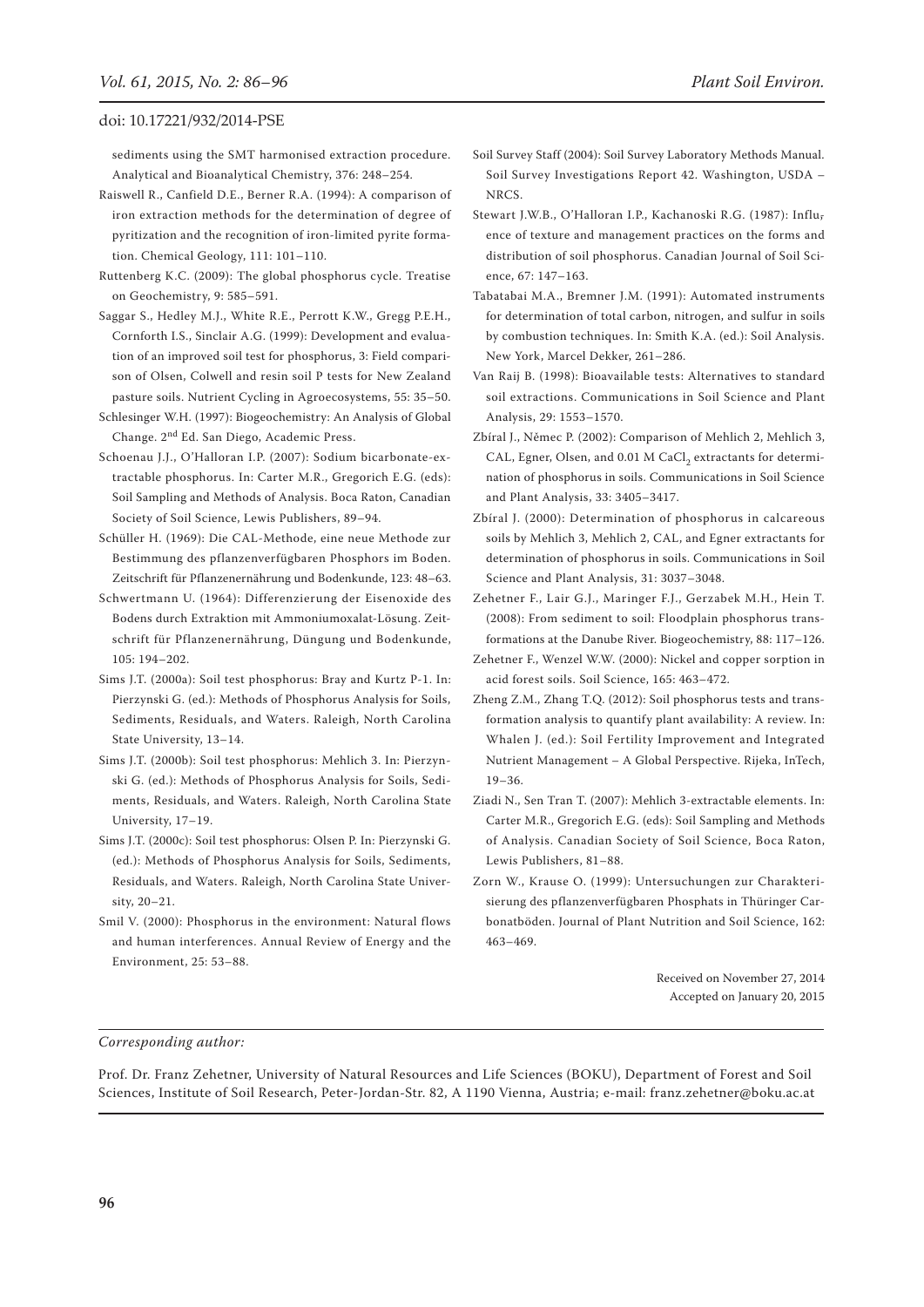sediments using the SMT harmonised extraction procedure. Analytical and Bioanalytical Chemistry, 376: 248–254.

Raiswell R., Canfield D.E., Berner R.A. (1994): A comparison of iron extraction methods for the determination of degree of pyritization and the recognition of iron-limited pyrite formation. Chemical Geology, 111: 101–110.

Ruttenberg K.C. (2009): The global phosphorus cycle. Treatise on Geochemistry, 9: 585–591.

Saggar S., Hedley M.J., White R.E., Perrott K.W., Gregg P.E.H., Cornforth I.S., Sinclair A.G. (1999): Development and evaluation of an improved soil test for phosphorus, 3: Field comparison of Olsen, Colwell and resin soil P tests for New Zealand pasture soils. Nutrient Cycling in Agroecosystems, 55: 35–50.

Schlesinger W.H. (1997): Biogeochemistry: An Analysis of Global Change. 2nd Ed. San Diego, Academic Press.

Schoenau J.J., O'Halloran I.P. (2007): Sodium bicarbonate-extractable phosphorus. In: Carter M.R., Gregorich E.G. (eds): Soil Sampling and Methods of Analysis. Boca Raton, Canadian Society of Soil Science, Lewis Publishers, 89–94.

Schüller H. (1969): Die CAL-Methode, eine neue Methode zur Bestimmung des pflanzenverfügbaren Phosphors im Boden. Zeitschrift für Pflanzenernährung und Bodenkunde, 123: 48–63.

Schwertmann U. (1964): Differenzierung der Eisenoxide des Bodens durch Extraktion mit Ammoniumoxalat-Lösung. Zeitschrift für Pflanzenernährung, Düngung und Bodenkunde, 105: 194–202.

Sims J.T. (2000a): Soil test phosphorus: Bray and Kurtz P-1. In: Pierzynski G. (ed.): Methods of Phosphorus Analysis for Soils, Sediments, Residuals, and Waters. Raleigh, North Carolina State University, 13–14.

Sims J.T. (2000b): Soil test phosphorus: Mehlich 3. In: Pierzynski G. (ed.): Methods of Phosphorus Analysis for Soils, Sediments, Residuals, and Waters. Raleigh, North Carolina State University, 17–19.

Sims J.T. (2000c): Soil test phosphorus: Olsen P. In: Pierzynski G. (ed.): Methods of Phosphorus Analysis for Soils, Sediments, Residuals, and Waters. Raleigh, North Carolina State University, 20–21.

Smil V. (2000): Phosphorus in the environment: Natural flows and human interferences. Annual Review of Energy and the Environment, 25: 53–88.

Soil Survey Staff (2004): Soil Survey Laboratory Methods Manual. Soil Survey Investigations Report 42. Washington, USDA – NRCS.

Stewart J.W.B., O'Halloran I.P., Kachanoski R.G. (1987): Influence of texture and management practices on the forms and distribution of soil phosphorus. Canadian Journal of Soil Science, 67: 147–163.

Tabatabai M.A., Bremner J.M. (1991): Automated instruments for determination of total carbon, nitrogen, and sulfur in soils by combustion techniques. In: Smith K.A. (ed.): Soil Analysis. New York, Marcel Dekker, 261–286.

Van Raij B. (1998): Bioavailable tests: Alternatives to standard soil extractions. Communications in Soil Science and Plant Analysis, 29: 1553–1570.

Zbíral J., Němec P. (2002): Comparison of Mehlich 2, Mehlich 3, CAL, Egner, Olsen, and 0.01 M $CaCl_2$ extractants for determination of phosphorus in soils. Communications in Soil Science and Plant Analysis, 33: 3405–3417.

Zbíral J. (2000): Determination of phosphorus in calcareous soils by Mehlich 3, Mehlich 2, CAL, and Egner extractants for determination of phosphorus in soils. Communications in Soil Science and Plant Analysis, 31: 3037–3048.

Zehetner F., Lair G.J., Maringer F.J., Gerzabek M.H., Hein T. (2008): From sediment to soil: Floodplain phosphorus transformations at the Danube River. Biogeochemistry, 88: 117–126.

Zehetner F., Wenzel W.W. (2000): Nickel and copper sorption in acid forest soils. Soil Science, 165: 463–472.

Zheng Z.M., Zhang T.Q. (2012): Soil phosphorus tests and transformation analysis to quantify plant availability: A review. In: Whalen J. (ed.): Soil Fertility Improvement and Integrated Nutrient Management – A Global Perspective. Rijeka, InTech, 19–36.

Ziadi N., Sen Tran T. (2007): Mehlich 3-extractable elements. In: Carter M.R., Gregorich E.G. (eds): Soil Sampling and Methods of Analysis. Canadian Society of Soil Science, Boca Raton, Lewis Publishers, 81–88.

Zorn W., Krause O. (1999): Untersuchungen zur Charakterisierung des pflanzenverfügbaren Phosphats in Thüringer Carbonatböden. Journal of Plant Nutrition and Soil Science, 162: 463–469.

Received on November 27, 2014
Accepted on January 20, 2015

*Corresponding author:*

Prof. Dr. Franz Zehetner, University of Natural Resources and Life Sciences (BOKU), Department of Forest and Soil Sciences, Institute of Soil Research, Peter-Jordan-Str. 82, A 1190 Vienna, Austria; e-mail: franz.zehetner@boku.ac.at